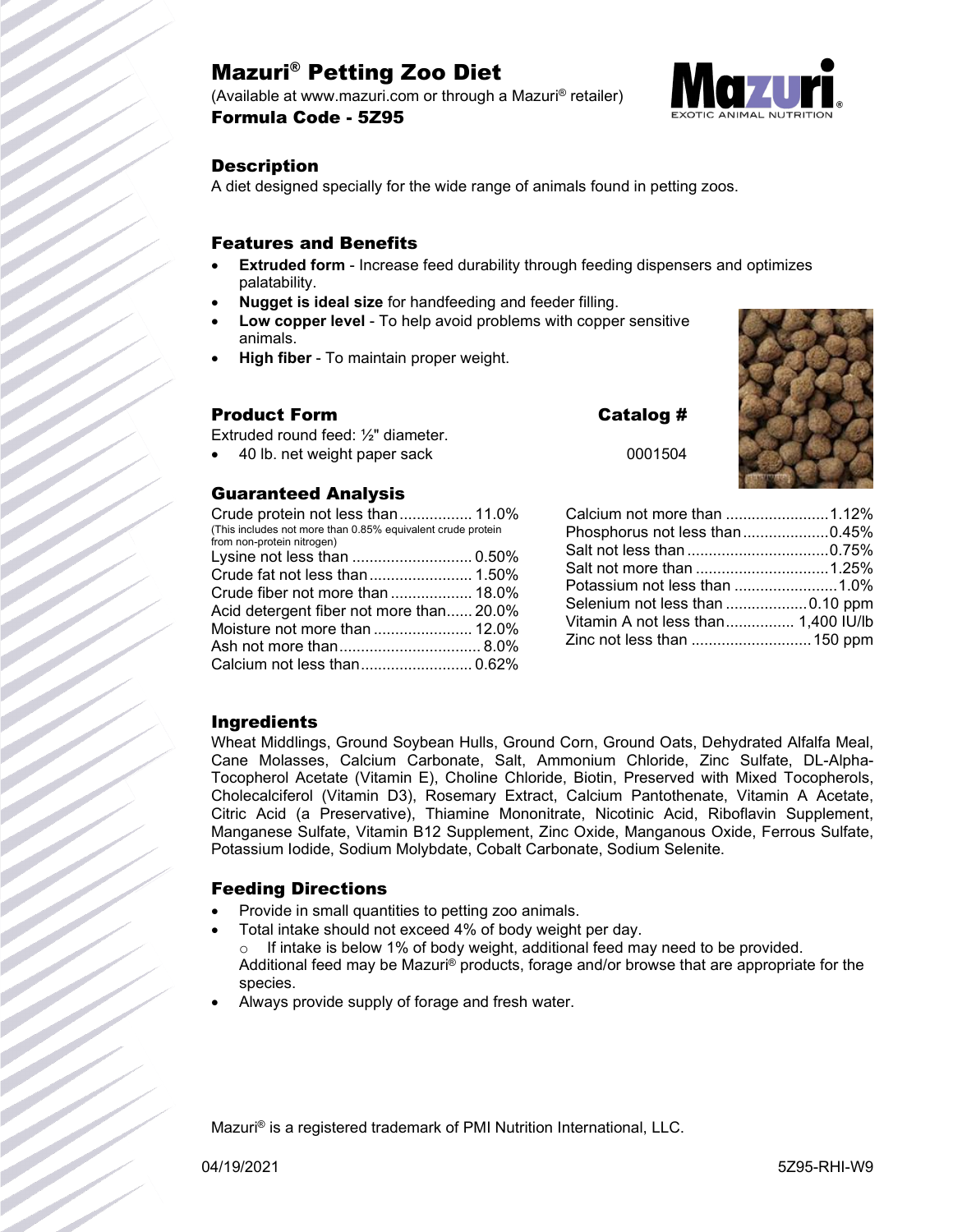# Mazuri® Petting Zoo Diet

(Available at www.mazuri.com or through a Mazuri® retailer)

**Formula Code - 5Z95**

## Description

A diet designed specially for the wide range of animals found in petting zoos.

## Features and Benefits

- **Extruded form** - Increase feed durability through feeding dispensers and optimizes palatability.
- **Nugget is ideal size** for handfeeding and feeder filling.
- **Low copper level** - To help avoid problems with copper sensitive animals.
- **High fiber** - To maintain proper weight.

## Product Form

Extruded round feed: ½" diameter.

| Product Form | Catalog # |
|---|---|
| 40 lb. net weight paper sack | 0001504 |

## Guaranteed Analysis

| Nutrient | Value |
|---|---|
| Crude protein not less than (This includes not more than 0.85% equivalent crude protein from non-protein nitrogen) | 11.0% |
| Lysine not less than | 0.50% |
| Crude fat not less than | 1.50% |
| Crude fiber not more than | 18.0% |
| Acid detergent fiber not more than | 20.0% |
| Moisture not more than | 12.0% |
| Ash not more than | 8.0% |
| Calcium not less than | 0.62% |
| Calcium not more than | 1.12% |
| Phosphorus not less than | 0.45% |
| Salt not less than | 0.75% |
| Salt not more than | 1.25% |
| Potassium not less than | 1.0% |
| Selenium not less than | 0.10 ppm |
| Vitamin A not less than | 1,400 IU/lb |
| Zinc not less than | 150 ppm |

## Ingredients

Wheat Middlings, Ground Soybean Hulls, Ground Corn, Ground Oats, Dehydrated Alfalfa Meal, Cane Molasses, Calcium Carbonate, Salt, Ammonium Chloride, Zinc Sulfate, DL-Alpha-Tocopherol Acetate (Vitamin E), Choline Chloride, Biotin, Preserved with Mixed Tocopherols, Cholecalciferol (Vitamin D3), Rosemary Extract, Calcium Pantothenate, Vitamin A Acetate, Citric Acid (a Preservative), Thiamine Mononitrate, Nicotinic Acid, Riboflavin Supplement, Manganese Sulfate, Vitamin B12 Supplement, Zinc Oxide, Manganous Oxide, Ferrous Sulfate, Potassium Iodide, Sodium Molybdate, Cobalt Carbonate, Sodium Selenite.

## Feeding Directions

- Provide in small quantities to petting zoo animals.
- Total intake should not exceed 4% of body weight per day.
  - If intake is below 1% of body weight, additional feed may need to be provided.

  Additional feed may be Mazuri® products, forage and/or browse that are appropriate for the species.
- Always provide supply of forage and fresh water.

Mazuri® is a registered trademark of PMI Nutrition International, LLC.

04/19/2021 5Z95-RHI-W9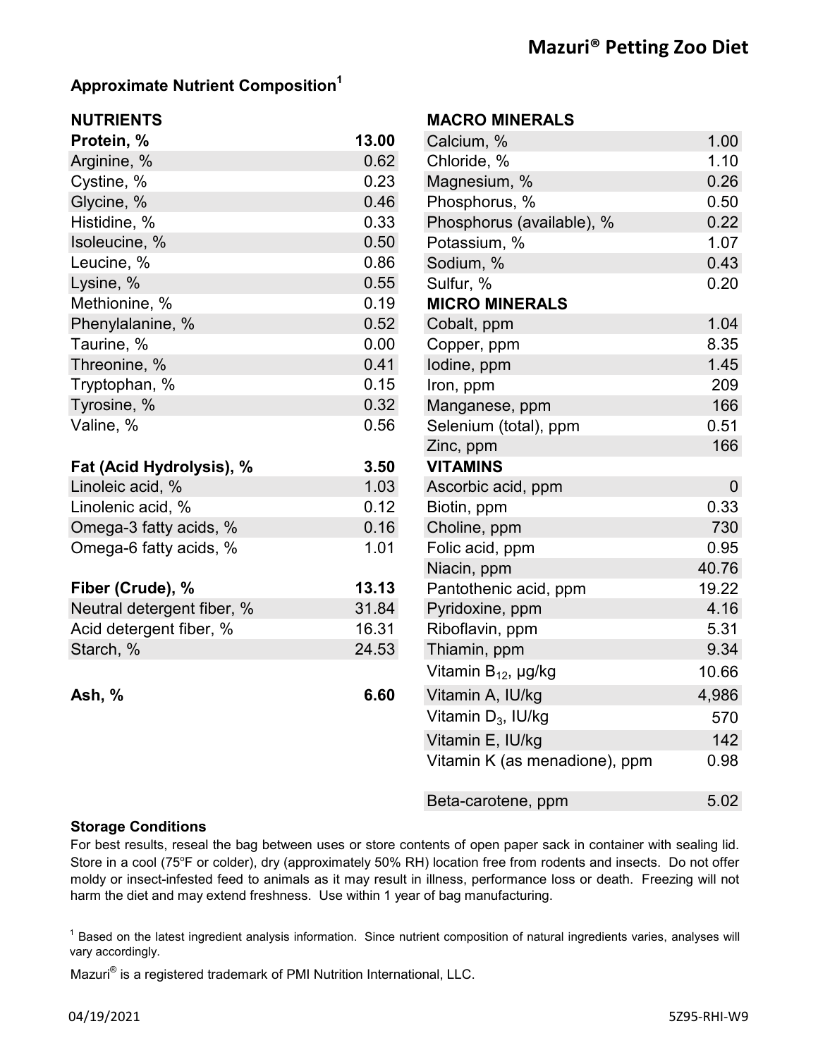# Mazuri® Petting Zoo Diet

## Approximate Nutrient Composition[1]

| NUTRIENTS | |
|---|---|
| **Protein, %** | **13.00** |
| Arginine, % | 0.62 |
| Cystine, % | 0.23 |
| Glycine, % | 0.46 |
| Histidine, % | 0.33 |
| Isoleucine, % | 0.50 |
| Leucine, % | 0.86 |
| Lysine, % | 0.55 |
| Methionine, % | 0.19 |
| Phenylalanine, % | 0.52 |
| Taurine, % | 0.00 |
| Threonine, % | 0.41 |
| Tryptophan, % | 0.15 |
| Tyrosine, % | 0.32 |
| Valine, % | 0.56 |
| **Fat (Acid Hydrolysis), %** | **3.50** |
| Linoleic acid, % | 1.03 |
| Linolenic acid, % | 0.12 |
| Omega-3 fatty acids, % | 0.16 |
| Omega-6 fatty acids, % | 1.01 |
| **Fiber (Crude), %** | **13.13** |
| Neutral detergent fiber, % | 31.84 |
| Acid detergent fiber, % | 16.31 |
| Starch, % | 24.53 |
| **Ash, %** | **6.60** |

| MACRO MINERALS | |
|---|---|
| Calcium, % | 1.00 |
| Chloride, % | 1.10 |
| Magnesium, % | 0.26 |
| Phosphorus, % | 0.50 |
| Phosphorus (available), % | 0.22 |
| Potassium, % | 1.07 |
| Sodium, % | 0.43 |
| Sulfur, % | 0.20 |
| **MICRO MINERALS** | |
| Cobalt, ppm | 1.04 |
| Copper, ppm | 8.35 |
| Iodine, ppm | 1.45 |
| Iron, ppm | 209 |
| Manganese, ppm | 166 |
| Selenium (total), ppm | 0.51 |
| Zinc, ppm | 166 |
| **VITAMINS** | |
| Ascorbic acid, ppm | 0 |
| Biotin, ppm | 0.33 |
| Choline, ppm | 730 |
| Folic acid, ppm | 0.95 |
| Niacin, ppm | 40.76 |
| Pantothenic acid, ppm | 19.22 |
| Pyridoxine, ppm | 4.16 |
| Riboflavin, ppm | 5.31 |
| Thiamin, ppm | 9.34 |
| Vitamin $B_{12}$, µg/kg | 10.66 |
| Vitamin A, IU/kg | 4,986 |
| Vitamin $D_3$, IU/kg | 570 |
| Vitamin E, IU/kg | 142 |
| Vitamin K (as menadione), ppm | 0.98 |
| Beta-carotene, ppm | 5.02 |

### Storage Conditions

For best results, reseal the bag between uses or store contents of open paper sack in container with sealing lid. Store in a cool (75°F or colder), dry (approximately 50% RH) location free from rodents and insects. Do not offer moldy or insect-infested feed to animals as it may result in illness, performance loss or death. Freezing will not harm the diet and may extend freshness. Use within 1 year of bag manufacturing.

[1] Based on the latest ingredient analysis information. Since nutrient composition of natural ingredients varies, analyses will vary accordingly.

Mazuri® is a registered trademark of PMI Nutrition International, LLC.

04/19/2021

5Z95-RHI-W9